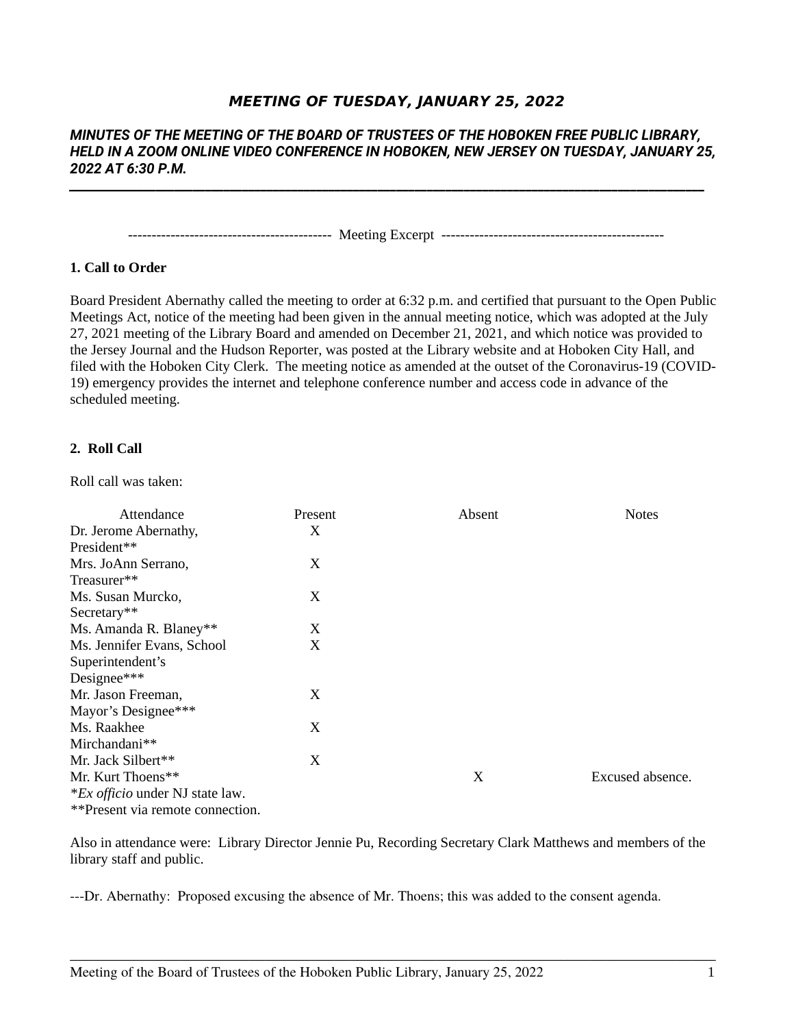# ***MEETING OF TUESDAY, JANUARY 25, 2022***

***MINUTES OF THE MEETING OF THE BOARD OF TRUSTEES OF THE HOBOKEN FREE PUBLIC LIBRARY, HELD IN A ZOOM ONLINE VIDEO CONFERENCE IN HOBOKEN, NEW JERSEY ON TUESDAY, JANUARY 25, 2022 AT 6:30 P.M.***

------------------------------------------- Meeting Excerpt -----------------------------------------------

**1. Call to Order**

Board President Abernathy called the meeting to order at 6:32 p.m. and certified that pursuant to the Open Public Meetings Act, notice of the meeting had been given in the annual meeting notice, which was adopted at the July 27, 2021 meeting of the Library Board and amended on December 21, 2021, and which notice was provided to the Jersey Journal and the Hudson Reporter, was posted at the Library website and at Hoboken City Hall, and filed with the Hoboken City Clerk. The meeting notice as amended at the outset of the Coronavirus-19 (COVID-19) emergency provides the internet and telephone conference number and access code in advance of the scheduled meeting.

**2. Roll Call**

Roll call was taken:

| Attendance | Present | Absent | Notes |
|---|---|---|---|
| Dr. Jerome Abernathy, President** | X | | |
| Mrs. JoAnn Serrano, Treasurer** | X | | |
| Ms. Susan Murcko, Secretary** | X | | |
| Ms. Amanda R. Blaney** | X | | |
| Ms. Jennifer Evans, School Superintendent's Designee*** | X | | |
| Mr. Jason Freeman, Mayor's Designee*** | X | | |
| Ms. Raakhee Mirchandani** | X | | |
| Mr. Jack Silbert** | X | | |
| Mr. Kurt Thoens** | | X | Excused absence. |

**Ex officio* under NJ state law.
**Present via remote connection.

Also in attendance were: Library Director Jennie Pu, Recording Secretary Clark Matthews and members of the library staff and public.

---Dr. Abernathy: Proposed excusing the absence of Mr. Thoens; this was added to the consent agenda.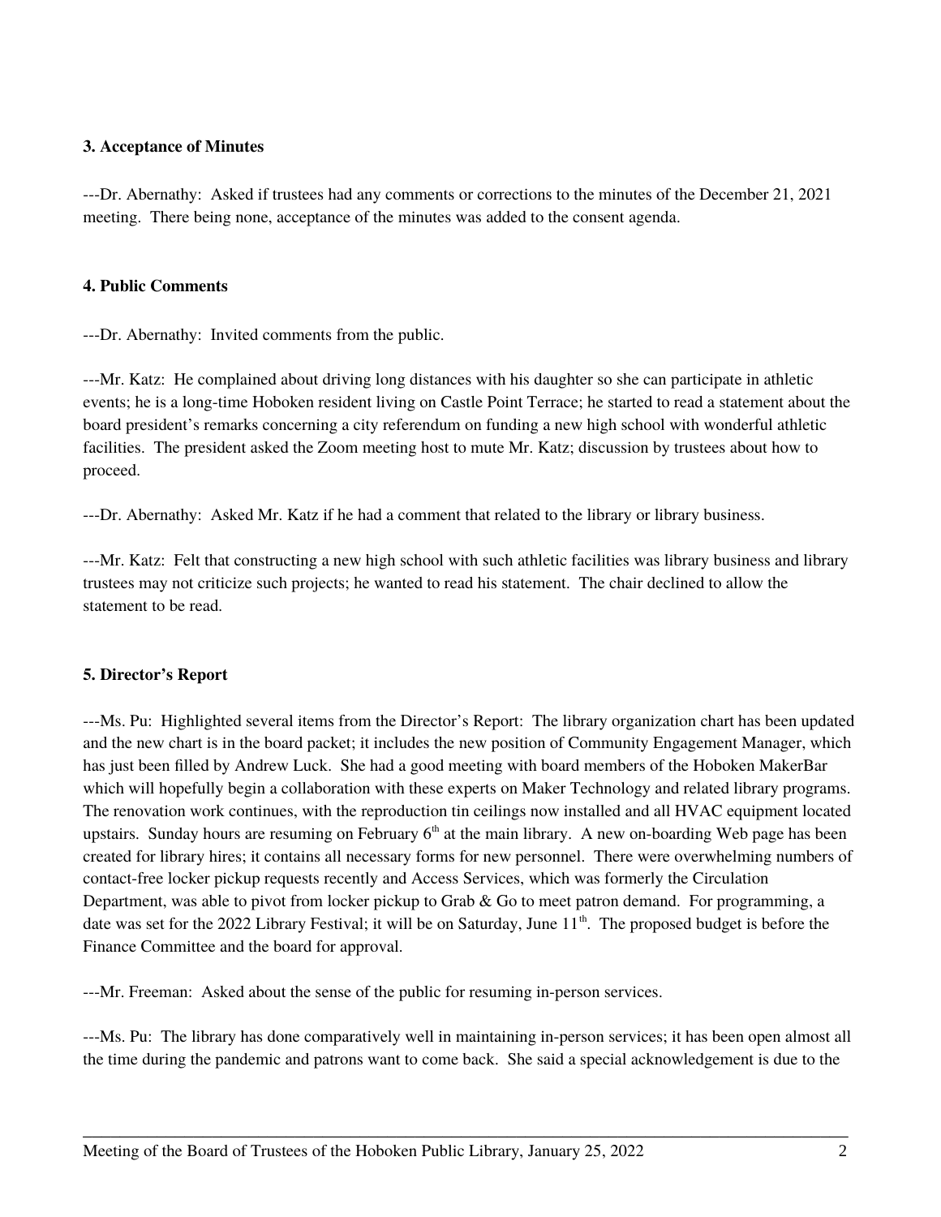**3. Acceptance of Minutes**

---Dr. Abernathy: Asked if trustees had any comments or corrections to the minutes of the December 21, 2021 meeting. There being none, acceptance of the minutes was added to the consent agenda.

**4. Public Comments**

---Dr. Abernathy: Invited comments from the public.

---Mr. Katz: He complained about driving long distances with his daughter so she can participate in athletic events; he is a long-time Hoboken resident living on Castle Point Terrace; he started to read a statement about the board president's remarks concerning a city referendum on funding a new high school with wonderful athletic facilities. The president asked the Zoom meeting host to mute Mr. Katz; discussion by trustees about how to proceed.

---Dr. Abernathy: Asked Mr. Katz if he had a comment that related to the library or library business.

---Mr. Katz: Felt that constructing a new high school with such athletic facilities was library business and library trustees may not criticize such projects; he wanted to read his statement. The chair declined to allow the statement to be read.

**5. Director's Report**

---Ms. Pu: Highlighted several items from the Director's Report: The library organization chart has been updated and the new chart is in the board packet; it includes the new position of Community Engagement Manager, which has just been filled by Andrew Luck. She had a good meeting with board members of the Hoboken MakerBar which will hopefully begin a collaboration with these experts on Maker Technology and related library programs. The renovation work continues, with the reproduction tin ceilings now installed and all HVAC equipment located upstairs. Sunday hours are resuming on February 6th at the main library. A new on-boarding Web page has been created for library hires; it contains all necessary forms for new personnel. There were overwhelming numbers of contact-free locker pickup requests recently and Access Services, which was formerly the Circulation Department, was able to pivot from locker pickup to Grab & Go to meet patron demand. For programming, a date was set for the 2022 Library Festival; it will be on Saturday, June 11th. The proposed budget is before the Finance Committee and the board for approval.

---Mr. Freeman: Asked about the sense of the public for resuming in-person services.

---Ms. Pu: The library has done comparatively well in maintaining in-person services; it has been open almost all the time during the pandemic and patrons want to come back. She said a special acknowledgement is due to the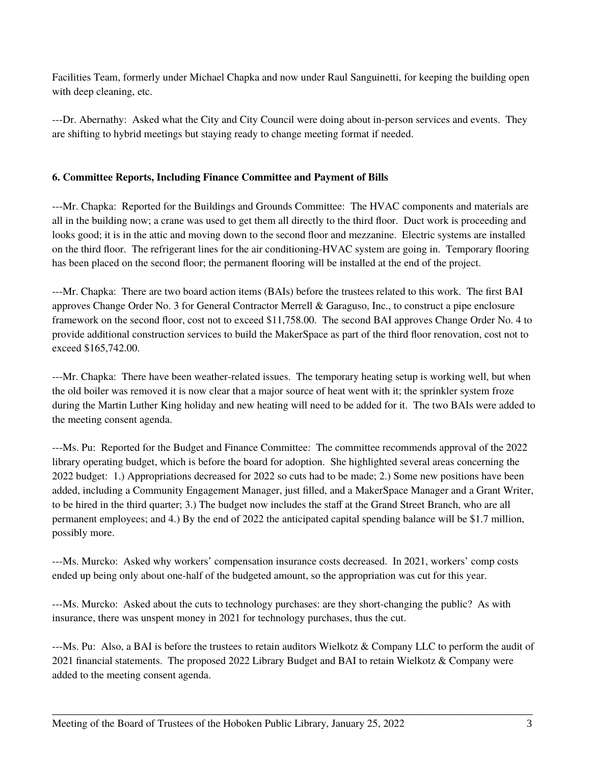Facilities Team, formerly under Michael Chapka and now under Raul Sanguinetti, for keeping the building open with deep cleaning, etc.

---Dr. Abernathy: Asked what the City and City Council were doing about in-person services and events. They are shifting to hybrid meetings but staying ready to change meeting format if needed.

### 6. Committee Reports, Including Finance Committee and Payment of Bills

---Mr. Chapka: Reported for the Buildings and Grounds Committee: The HVAC components and materials are all in the building now; a crane was used to get them all directly to the third floor. Duct work is proceeding and looks good; it is in the attic and moving down to the second floor and mezzanine. Electric systems are installed on the third floor. The refrigerant lines for the air conditioning-HVAC system are going in. Temporary flooring has been placed on the second floor; the permanent flooring will be installed at the end of the project.

---Mr. Chapka: There are two board action items (BAIs) before the trustees related to this work. The first BAI approves Change Order No. 3 for General Contractor Merrell & Garaguso, Inc., to construct a pipe enclosure framework on the second floor, cost not to exceed $11,758.00. The second BAI approves Change Order No. 4 to provide additional construction services to build the MakerSpace as part of the third floor renovation, cost not to exceed $165,742.00.

---Mr. Chapka: There have been weather-related issues. The temporary heating setup is working well, but when the old boiler was removed it is now clear that a major source of heat went with it; the sprinkler system froze during the Martin Luther King holiday and new heating will need to be added for it. The two BAIs were added to the meeting consent agenda.

---Ms. Pu: Reported for the Budget and Finance Committee: The committee recommends approval of the 2022 library operating budget, which is before the board for adoption. She highlighted several areas concerning the 2022 budget: 1.) Appropriations decreased for 2022 so cuts had to be made; 2.) Some new positions have been added, including a Community Engagement Manager, just filled, and a MakerSpace Manager and a Grant Writer, to be hired in the third quarter; 3.) The budget now includes the staff at the Grand Street Branch, who are all permanent employees; and 4.) By the end of 2022 the anticipated capital spending balance will be $1.7 million, possibly more.

---Ms. Murcko: Asked why workers' compensation insurance costs decreased. In 2021, workers' comp costs ended up being only about one-half of the budgeted amount, so the appropriation was cut for this year.

---Ms. Murcko: Asked about the cuts to technology purchases: are they short-changing the public? As with insurance, there was unspent money in 2021 for technology purchases, thus the cut.

---Ms. Pu: Also, a BAI is before the trustees to retain auditors Wielkotz & Company LLC to perform the audit of 2021 financial statements. The proposed 2022 Library Budget and BAI to retain Wielkotz & Company were added to the meeting consent agenda.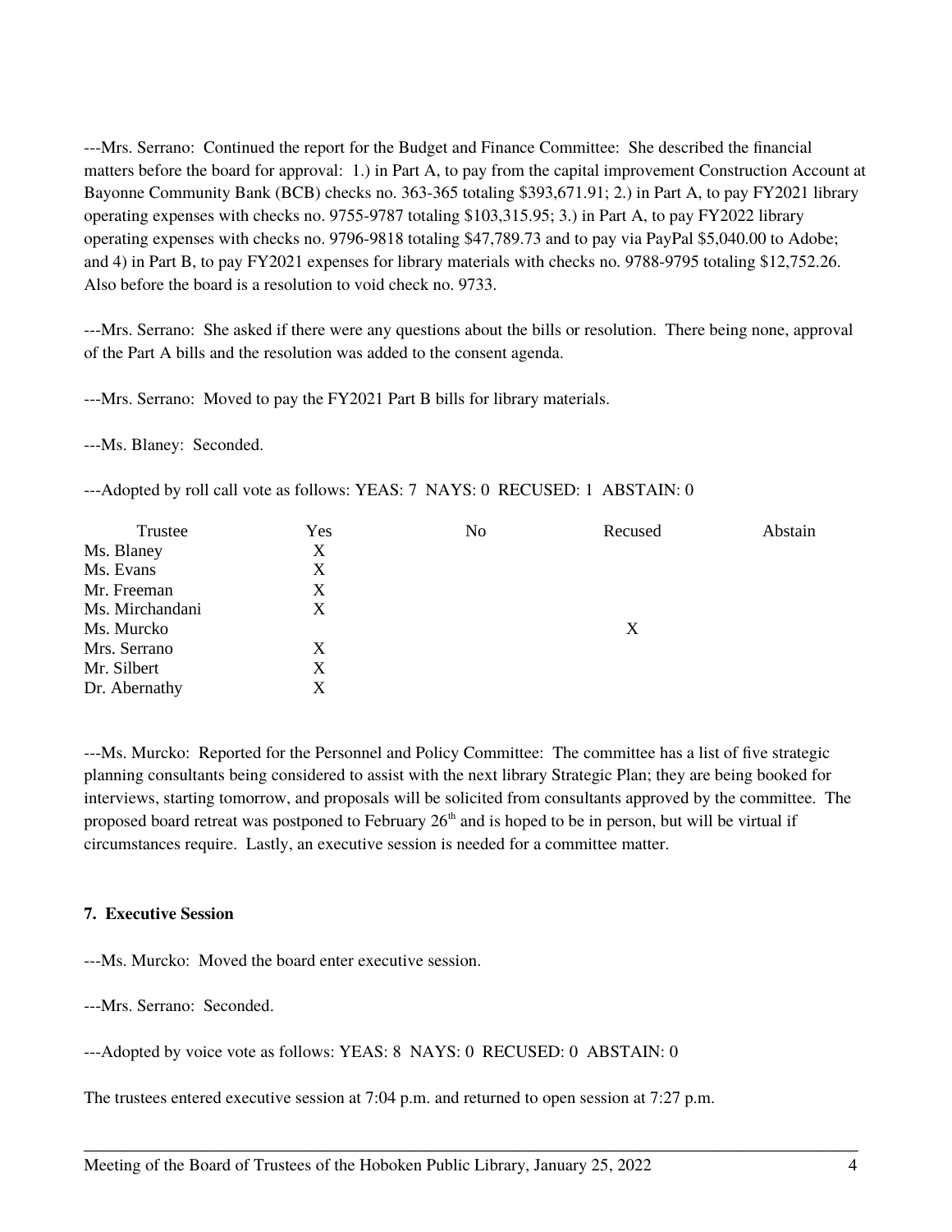---Mrs. Serrano: Continued the report for the Budget and Finance Committee: She described the financial matters before the board for approval: 1.) in Part A, to pay from the capital improvement Construction Account at Bayonne Community Bank (BCB) checks no. 363-365 totaling $393,671.91; 2.) in Part A, to pay FY2021 library operating expenses with checks no. 9755-9787 totaling $103,315.95; 3.) in Part A, to pay FY2022 library operating expenses with checks no. 9796-9818 totaling $47,789.73 and to pay via PayPal $5,040.00 to Adobe; and 4) in Part B, to pay FY2021 expenses for library materials with checks no. 9788-9795 totaling $12,752.26. Also before the board is a resolution to void check no. 9733.

---Mrs. Serrano: She asked if there were any questions about the bills or resolution. There being none, approval of the Part A bills and the resolution was added to the consent agenda.

---Mrs. Serrano: Moved to pay the FY2021 Part B bills for library materials.

---Ms. Blaney: Seconded.

---Adopted by roll call vote as follows: YEAS: 7 NAYS: 0 RECUSED: 1 ABSTAIN: 0

| Trustee | Yes | No | Recused | Abstain |
|---|---|---|---|---|
| Ms. Blaney | X | | | |
| Ms. Evans | X | | | |
| Mr. Freeman | X | | | |
| Ms. Mirchandani | X | | | |
| Ms. Murcko | | | X | |
| Mrs. Serrano | X | | | |
| Mr. Silbert | X | | | |
| Dr. Abernathy | X | | | |

---Ms. Murcko: Reported for the Personnel and Policy Committee: The committee has a list of five strategic planning consultants being considered to assist with the next library Strategic Plan; they are being booked for interviews, starting tomorrow, and proposals will be solicited from consultants approved by the committee. The proposed board retreat was postponed to February 26th and is hoped to be in person, but will be virtual if circumstances require. Lastly, an executive session is needed for a committee matter.

**7. Executive Session**

---Ms. Murcko: Moved the board enter executive session.

---Mrs. Serrano: Seconded.

---Adopted by voice vote as follows: YEAS: 8 NAYS: 0 RECUSED: 0 ABSTAIN: 0

The trustees entered executive session at 7:04 p.m. and returned to open session at 7:27 p.m.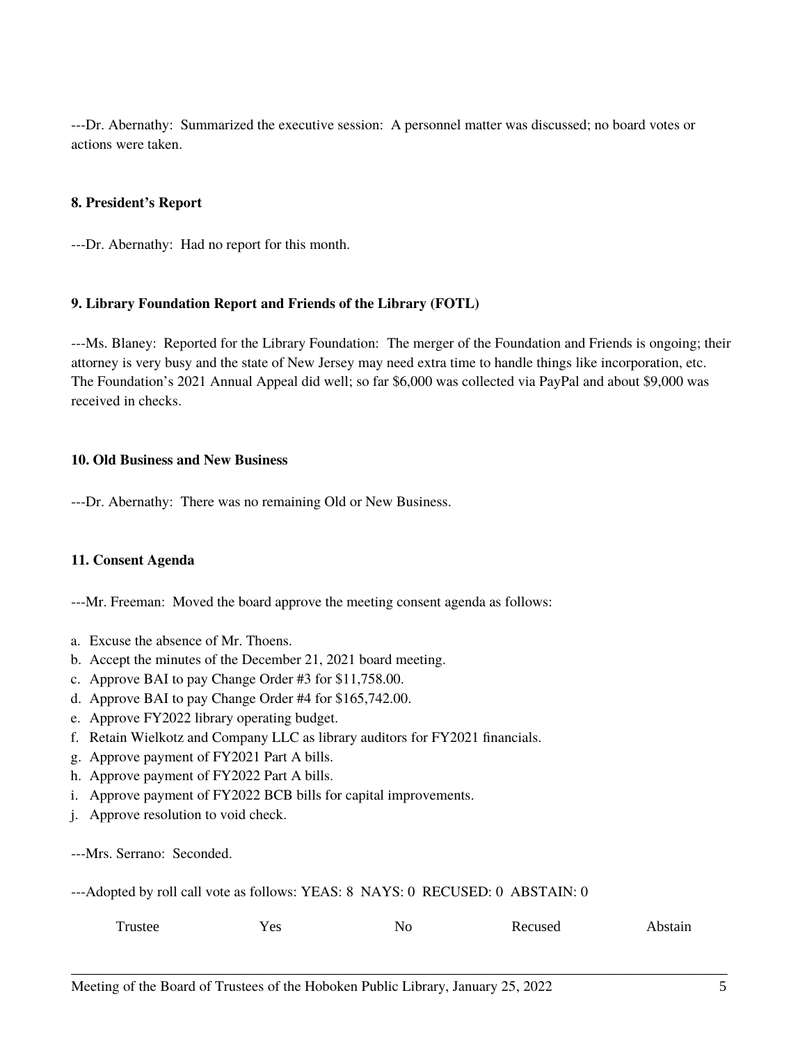---Dr. Abernathy: Summarized the executive session: A personnel matter was discussed; no board votes or actions were taken.

**8. President's Report**

---Dr. Abernathy: Had no report for this month.

**9. Library Foundation Report and Friends of the Library (FOTL)**

---Ms. Blaney: Reported for the Library Foundation: The merger of the Foundation and Friends is ongoing; their attorney is very busy and the state of New Jersey may need extra time to handle things like incorporation, etc. The Foundation's 2021 Annual Appeal did well; so far $6,000 was collected via PayPal and about $9,000 was received in checks.

**10. Old Business and New Business**

---Dr. Abernathy: There was no remaining Old or New Business.

**11. Consent Agenda**

---Mr. Freeman: Moved the board approve the meeting consent agenda as follows:

a. Excuse the absence of Mr. Thoens.
b. Accept the minutes of the December 21, 2021 board meeting.
c. Approve BAI to pay Change Order #3 for $11,758.00.
d. Approve BAI to pay Change Order #4 for $165,742.00.
e. Approve FY2022 library operating budget.
f. Retain Wielkotz and Company LLC as library auditors for FY2021 financials.
g. Approve payment of FY2021 Part A bills.
h. Approve payment of FY2022 Part A bills.
i. Approve payment of FY2022 BCB bills for capital improvements.
j. Approve resolution to void check.

---Mrs. Serrano: Seconded.

---Adopted by roll call vote as follows: YEAS: 8 NAYS: 0 RECUSED: 0 ABSTAIN: 0

| Trustee | Yes | No | Recused | Abstain |
|---|---|---|---|---|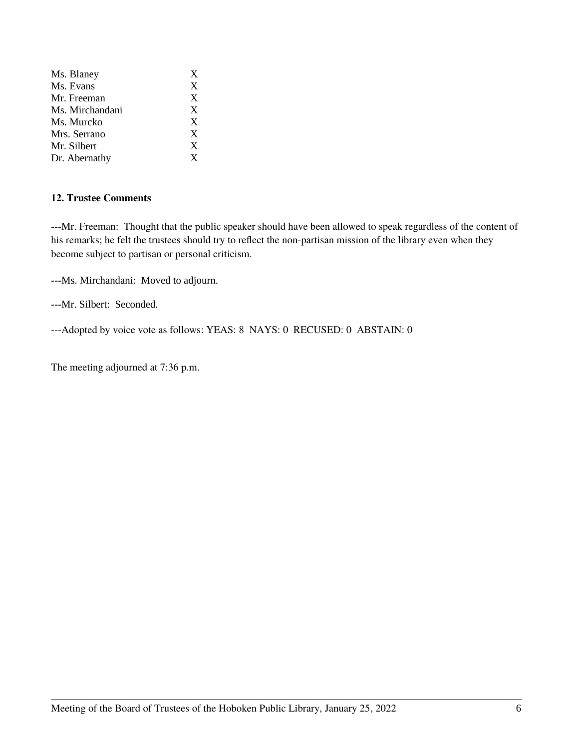| | |
|---|---|
| Ms. Blaney | X |
| Ms. Evans | X |
| Mr. Freeman | X |
| Ms. Mirchandani | X |
| Ms. Murcko | X |
| Mrs. Serrano | X |
| Mr. Silbert | X |
| Dr. Abernathy | X |

**12. Trustee Comments**

---Mr. Freeman: Thought that the public speaker should have been allowed to speak regardless of the content of his remarks; he felt the trustees should try to reflect the non-partisan mission of the library even when they become subject to partisan or personal criticism.

---Ms. Mirchandani: Moved to adjourn.

---Mr. Silbert: Seconded.

---Adopted by voice vote as follows: YEAS: 8 NAYS: 0 RECUSED: 0 ABSTAIN: 0

The meeting adjourned at 7:36 p.m.